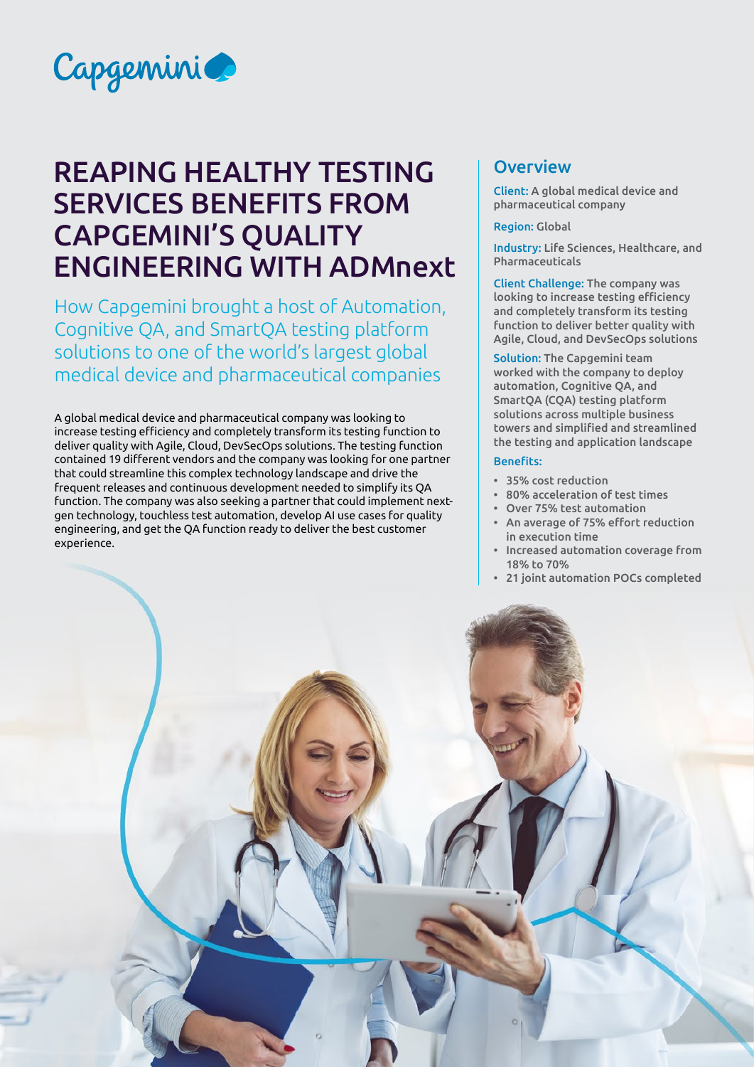# REAPING HEALTHY TESTING SERVICES BENEFITS FROM CAPGEMINI'S QUALITY ENGINEERING WITH ADMnext

## How Capgemini brought a host of Automation, Cognitive QA, and SmartQA testing platform solutions to one of the world's largest global medical device and pharmaceutical companies

A global medical device and pharmaceutical company was looking to increase testing efficiency and completely transform its testing function to deliver quality with Agile, Cloud, DevSecOps solutions. The testing function contained 19 different vendors and the company was looking for one partner that could streamline this complex technology landscape and drive the frequent releases and continuous development needed to simplify its QA function. The company was also seeking a partner that could implement next-gen technology, touchless test automation, develop AI use cases for quality engineering, and get the QA function ready to deliver the best customer experience.

## Overview

**Client:** A global medical device and pharmaceutical company

**Region:** Global

**Industry:** Life Sciences, Healthcare, and Pharmaceuticals

**Client Challenge:** The company was looking to increase testing efficiency and completely transform its testing function to deliver better quality with Agile, Cloud, and DevSecOps solutions

**Solution:** The Capgemini team worked with the company to deploy automation, Cognitive QA, and SmartQA (CQA) testing platform solutions across multiple business towers and simplified and streamlined the testing and application landscape

**Benefits:**

- 35% cost reduction
- 80% acceleration of test times
- Over 75% test automation
- An average of 75% effort reduction in execution time
- Increased automation coverage from 18% to 70%
- 21 joint automation POCs completed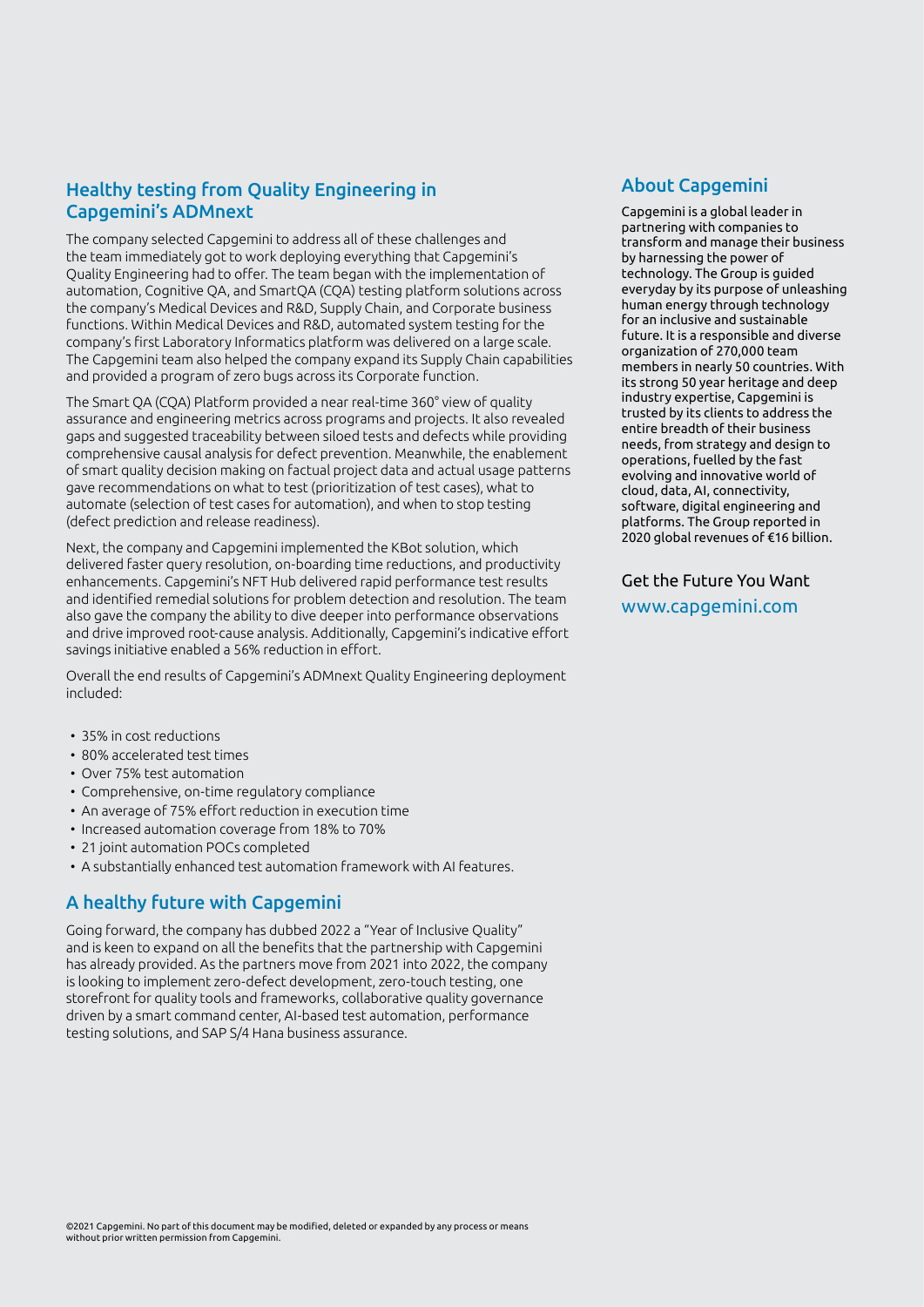## Healthy testing from Quality Engineering in Capgemini's ADMnext

The company selected Capgemini to address all of these challenges and the team immediately got to work deploying everything that Capgemini's Quality Engineering had to offer. The team began with the implementation of automation, Cognitive QA, and SmartQA (CQA) testing platform solutions across the company's Medical Devices and R&D, Supply Chain, and Corporate business functions. Within Medical Devices and R&D, automated system testing for the company's first Laboratory Informatics platform was delivered on a large scale. The Capgemini team also helped the company expand its Supply Chain capabilities and provided a program of zero bugs across its Corporate function.

The Smart QA (CQA) Platform provided a near real-time 360° view of quality assurance and engineering metrics across programs and projects. It also revealed gaps and suggested traceability between siloed tests and defects while providing comprehensive causal analysis for defect prevention. Meanwhile, the enablement of smart quality decision making on factual project data and actual usage patterns gave recommendations on what to test (prioritization of test cases), what to automate (selection of test cases for automation), and when to stop testing (defect prediction and release readiness).

Next, the company and Capgemini implemented the KBot solution, which delivered faster query resolution, on-boarding time reductions, and productivity enhancements. Capgemini's NFT Hub delivered rapid performance test results and identified remedial solutions for problem detection and resolution. The team also gave the company the ability to dive deeper into performance observations and drive improved root-cause analysis. Additionally, Capgemini's indicative effort savings initiative enabled a 56% reduction in effort.

Overall the end results of Capgemini's ADMnext Quality Engineering deployment included:

- 35% in cost reductions
- 80% accelerated test times
- Over 75% test automation
- Comprehensive, on-time regulatory compliance
- An average of 75% effort reduction in execution time
- Increased automation coverage from 18% to 70%
- 21 joint automation POCs completed
- A substantially enhanced test automation framework with AI features.

## A healthy future with Capgemini

Going forward, the company has dubbed 2022 a "Year of Inclusive Quality" and is keen to expand on all the benefits that the partnership with Capgemini has already provided. As the partners move from 2021 into 2022, the company is looking to implement zero-defect development, zero-touch testing, one storefront for quality tools and frameworks, collaborative quality governance driven by a smart command center, AI-based test automation, performance testing solutions, and SAP S/4 Hana business assurance.

## About Capgemini

Capgemini is a global leader in partnering with companies to transform and manage their business by harnessing the power of technology. The Group is guided everyday by its purpose of unleashing human energy through technology for an inclusive and sustainable future. It is a responsible and diverse organization of 270,000 team members in nearly 50 countries. With its strong 50 year heritage and deep industry expertise, Capgemini is trusted by its clients to address the entire breadth of their business needs, from strategy and design to operations, fuelled by the fast evolving and innovative world of cloud, data, AI, connectivity, software, digital engineering and platforms. The Group reported in 2020 global revenues of €16 billion.

Get the Future You Want

www.capgemini.com

©2021 Capgemini. No part of this document may be modified, deleted or expanded by any process or means without prior written permission from Capgemini.